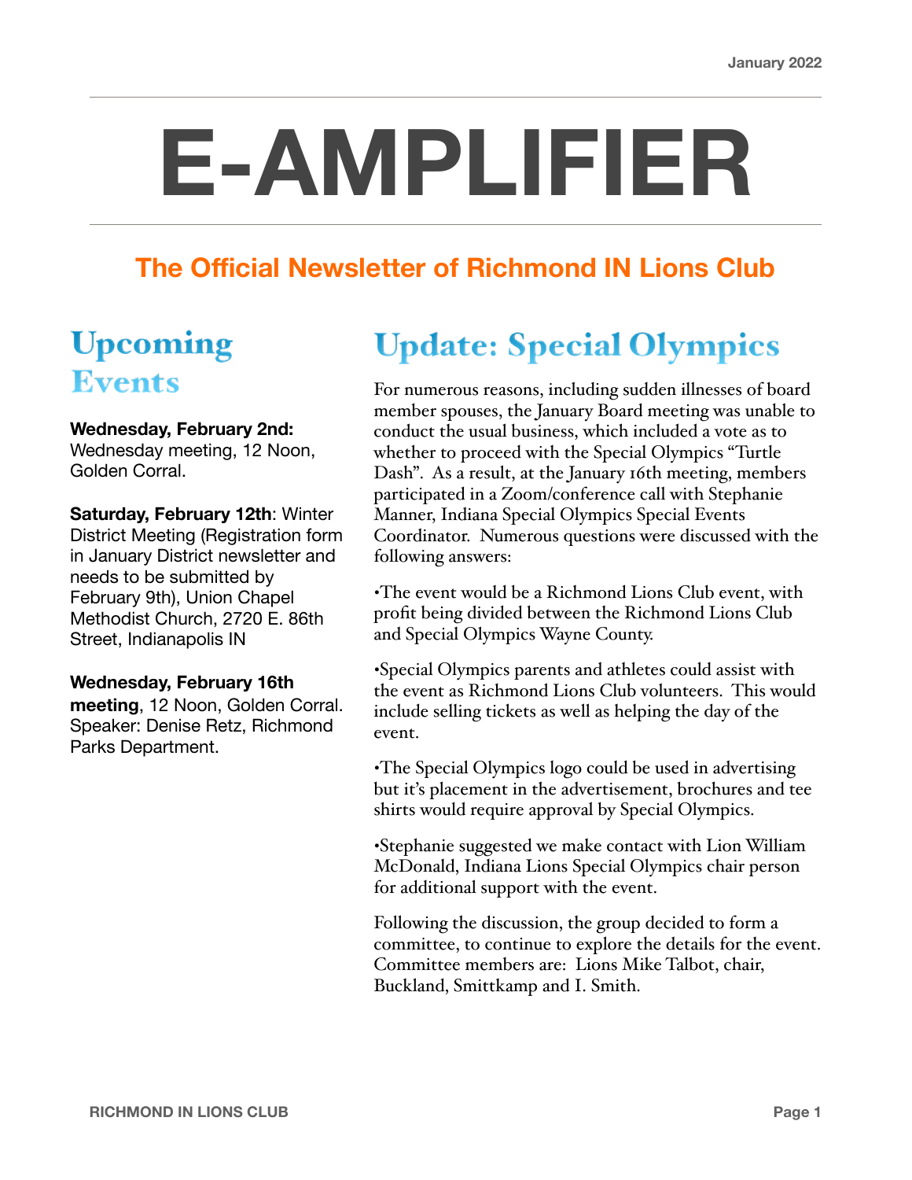January 2022

# E-AMPLIFIER

## The Official Newsletter of Richmond IN Lions Club

## Upcoming Events

**Wednesday, February 2nd:** Wednesday meeting, 12 Noon, Golden Corral.

**Saturday, February 12th**: Winter District Meeting (Registration form in January District newsletter and needs to be submitted by February 9th), Union Chapel Methodist Church, 2720 E. 86th Street, Indianapolis IN

**Wednesday, February 16th meeting**, 12 Noon, Golden Corral. Speaker: Denise Retz, Richmond Parks Department.

## Update: Special Olympics

For numerous reasons, including sudden illnesses of board member spouses, the January Board meeting was unable to conduct the usual business, which included a vote as to whether to proceed with the Special Olympics "Turtle Dash". As a result, at the January 16th meeting, members participated in a Zoom/conference call with Stephanie Manner, Indiana Special Olympics Special Events Coordinator. Numerous questions were discussed with the following answers:

•The event would be a Richmond Lions Club event, with profit being divided between the Richmond Lions Club and Special Olympics Wayne County.

•Special Olympics parents and athletes could assist with the event as Richmond Lions Club volunteers. This would include selling tickets as well as helping the day of the event.

•The Special Olympics logo could be used in advertising but it's placement in the advertisement, brochures and tee shirts would require approval by Special Olympics.

•Stephanie suggested we make contact with Lion William McDonald, Indiana Lions Special Olympics chair person for additional support with the event.

Following the discussion, the group decided to form a committee, to continue to explore the details for the event. Committee members are: Lions Mike Talbot, chair, Buckland, Smittkamp and I. Smith.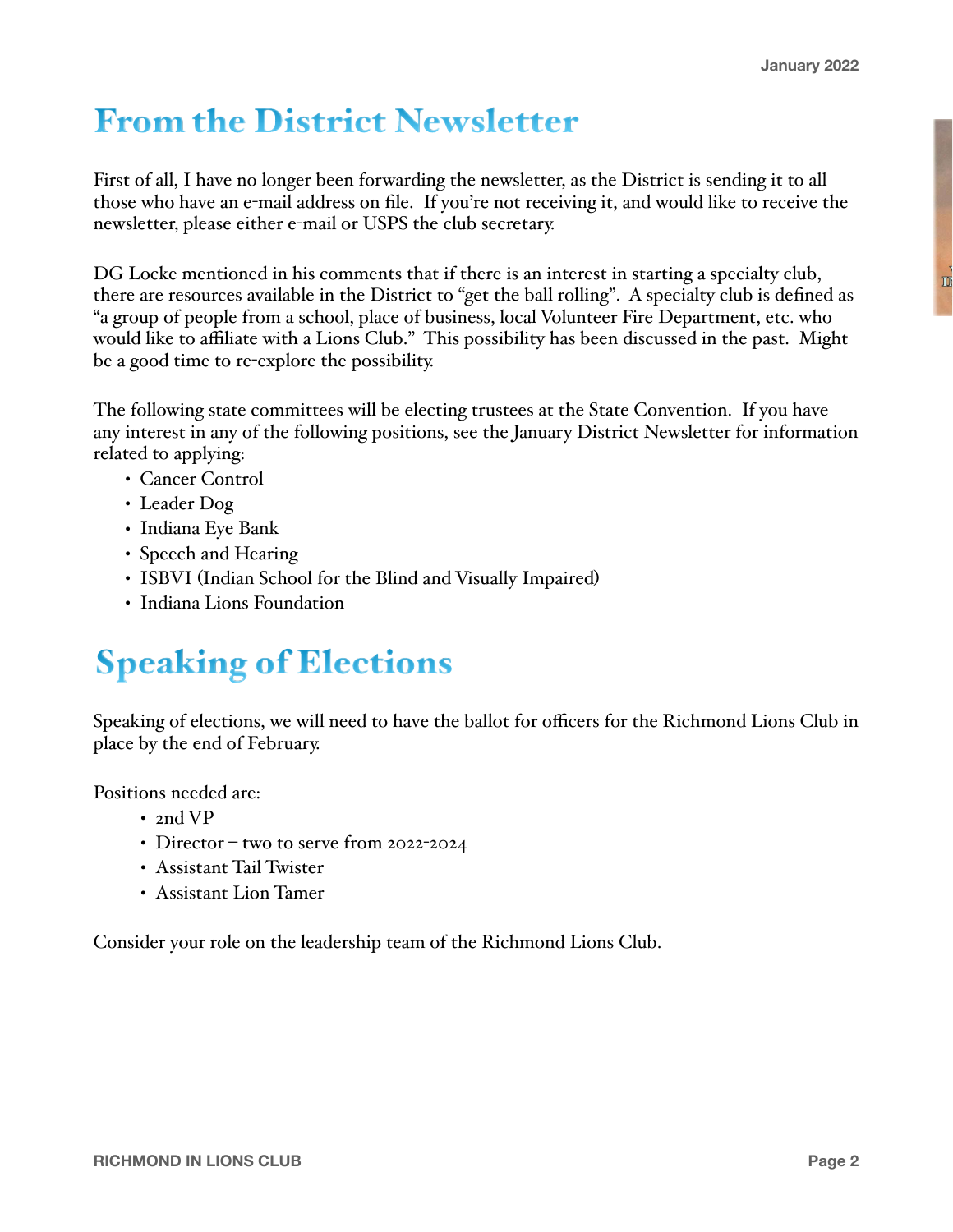# From the District Newsletter

First of all, I have no longer been forwarding the newsletter, as the District is sending it to all those who have an e-mail address on file. If you're not receiving it, and would like to receive the newsletter, please either e-mail or USPS the club secretary.

DG Locke mentioned in his comments that if there is an interest in starting a specialty club, there are resources available in the District to "get the ball rolling". A specialty club is defined as "a group of people from a school, place of business, local Volunteer Fire Department, etc. who would like to affiliate with a Lions Club." This possibility has been discussed in the past. Might be a good time to re-explore the possibility.

The following state committees will be electing trustees at the State Convention. If you have any interest in any of the following positions, see the January District Newsletter for information related to applying:

- Cancer Control
- Leader Dog
- Indiana Eye Bank
- Speech and Hearing
- ISBVI (Indian School for the Blind and Visually Impaired)
- Indiana Lions Foundation

# Speaking of Elections

Speaking of elections, we will need to have the ballot for officers for the Richmond Lions Club in place by the end of February.

Positions needed are:

- 2nd VP
- Director – two to serve from 2022-2024
- Assistant Tail Twister
- Assistant Lion Tamer

Consider your role on the leadership team of the Richmond Lions Club.